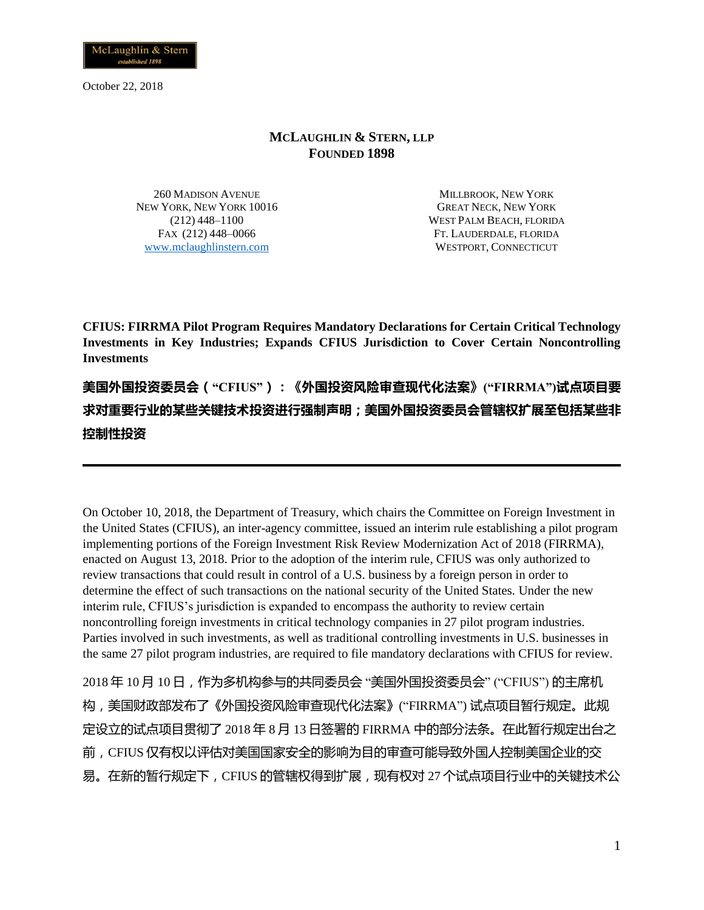McLaughlin & Stern
*established 1898*

October 22, 2018

**MCLAUGHLIN & STERN, LLP**
**FOUNDED 1898**

260 MADISON AVENUE
NEW YORK, NEW YORK 10016
(212) 448–1100
FAX (212) 448–0066
www.mclaughlinstern.com

MILLBROOK, NEW YORK
GREAT NECK, NEW YORK
WEST PALM BEACH, FLORIDA
FT. LAUDERDALE, FLORIDA
WESTPORT, CONNECTICUT

**CFIUS: FIRRMA Pilot Program Requires Mandatory Declarations for Certain Critical Technology Investments in Key Industries; Expands CFIUS Jurisdiction to Cover Certain Noncontrolling Investments**

**美国外国投资委员会（“CFIUS”）：《外国投资风险审查现代化法案》(“FIRRMA”)试点项目要求对重要行业的某些关键技术投资进行强制声明；美国外国投资委员会管辖权扩展至包括某些非控制性投资**

---

On October 10, 2018, the Department of Treasury, which chairs the Committee on Foreign Investment in the United States (CFIUS), an inter-agency committee, issued an interim rule establishing a pilot program implementing portions of the Foreign Investment Risk Review Modernization Act of 2018 (FIRRMA), enacted on August 13, 2018. Prior to the adoption of the interim rule, CFIUS was only authorized to review transactions that could result in control of a U.S. business by a foreign person in order to determine the effect of such transactions on the national security of the United States. Under the new interim rule, CFIUS's jurisdiction is expanded to encompass the authority to review certain noncontrolling foreign investments in critical technology companies in 27 pilot program industries. Parties involved in such investments, as well as traditional controlling investments in U.S. businesses in the same 27 pilot program industries, are required to file mandatory declarations with CFIUS for review.

2018 年 10 月 10 日，作为多机构参与的共同委员会 “美国外国投资委员会” (“CFIUS”) 的主席机构，美国财政部发布了《外国投资风险审查现代化法案》(“FIRRMA”) 试点项目暂行规定。此规定设立的试点项目贯彻了 2018 年 8 月 13 日签署的 FIRRMA 中的部分法条。在此暂行规定出台之前，CFIUS 仅有权以评估对美国国家安全的影响为目的审查可能导致外国人控制美国企业的交易。在新的暂行规定下，CFIUS 的管辖权得到扩展，现有权对 27 个试点项目行业中的关键技术公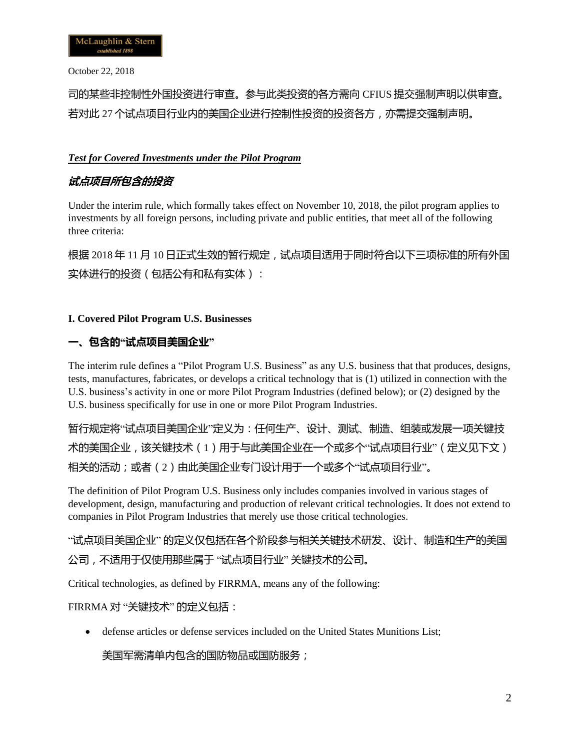司的某些非控制性外国投资进行审查。参与此类投资的各方需向 CFIUS 提交强制声明以供审查。若对此 27 个试点项目行业内的美国企业进行控制性投资的投资各方，亦需提交强制声明。

***Test for Covered Investments under the Pilot Program***

***试点项目所包含的投资***

Under the interim rule, which formally takes effect on November 10, 2018, the pilot program applies to investments by all foreign persons, including private and public entities, that meet all of the following three criteria:

根据 2018 年 11 月 10 日正式生效的暂行规定，试点项目适用于同时符合以下三项标准的所有外国实体进行的投资（包括公有和私有实体）：

**I. Covered Pilot Program U.S. Businesses**

**一、包含的"试点项目美国企业"**

The interim rule defines a "Pilot Program U.S. Business" as any U.S. business that that produces, designs, tests, manufactures, fabricates, or develops a critical technology that is (1) utilized in connection with the U.S. business's activity in one or more Pilot Program Industries (defined below); or (2) designed by the U.S. business specifically for use in one or more Pilot Program Industries.

暂行规定将"试点项目美国企业"定义为：任何生产、设计、测试、制造、组装或发展一项关键技术的美国企业，该关键技术（1）用于与此美国企业在一个或多个"试点项目行业"（定义见下文）相关的活动；或者（2）由此美国企业专门设计用于一个或多个"试点项目行业"。

The definition of Pilot Program U.S. Business only includes companies involved in various stages of development, design, manufacturing and production of relevant critical technologies. It does not extend to companies in Pilot Program Industries that merely use those critical technologies.

"试点项目美国企业" 的定义仅包括在各个阶段参与相关关键技术研发、设计、制造和生产的美国公司，不适用于仅使用那些属于 "试点项目行业" 关键技术的公司。

Critical technologies, as defined by FIRRMA, means any of the following:

FIRRMA 对 "关键技术" 的定义包括：

- defense articles or defense services included on the United States Munitions List;

  美国军需清单内包含的国防物品或国防服务；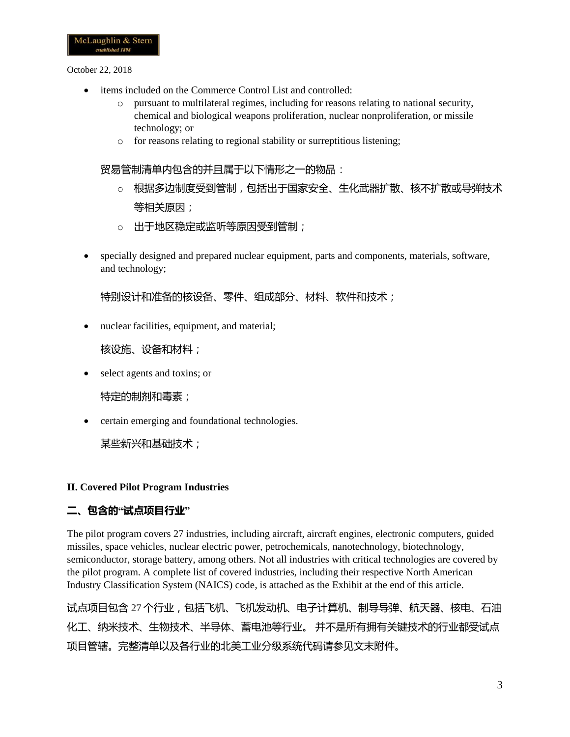- items included on the Commerce Control List and controlled:
  - pursuant to multilateral regimes, including for reasons relating to national security, chemical and biological weapons proliferation, nuclear nonproliferation, or missile technology; or
  - for reasons relating to regional stability or surreptitious listening;

  贸易管制清单内包含的并且属于以下情形之一的物品：
  - 根据多边制度受到管制，包括出于国家安全、生化武器扩散、核不扩散或导弹技术等相关原因；
  - 出于地区稳定或监听等原因受到管制；

- specially designed and prepared nuclear equipment, parts and components, materials, software, and technology;

  特别设计和准备的核设备、零件、组成部分、材料、软件和技术；

- nuclear facilities, equipment, and material;

  核设施、设备和材料；

- select agents and toxins; or

  特定的制剂和毒素；

- certain emerging and foundational technologies.

  某些新兴和基础技术；

**II. Covered Pilot Program Industries**

## 二、包含的"试点项目行业"

The pilot program covers 27 industries, including aircraft, aircraft engines, electronic computers, guided missiles, space vehicles, nuclear electric power, petrochemicals, nanotechnology, biotechnology, semiconductor, storage battery, among others. Not all industries with critical technologies are covered by the pilot program. A complete list of covered industries, including their respective North American Industry Classification System (NAICS) code, is attached as the Exhibit at the end of this article.

试点项目包含 27 个行业，包括飞机、飞机发动机、电子计算机、制导导弹、航天器、核电、石油化工、纳米技术、生物技术、半导体、蓄电池等行业。 并不是所有拥有关键技术的行业都受试点项目管辖。完整清单以及各行业的北美工业分级系统代码请参见文末附件。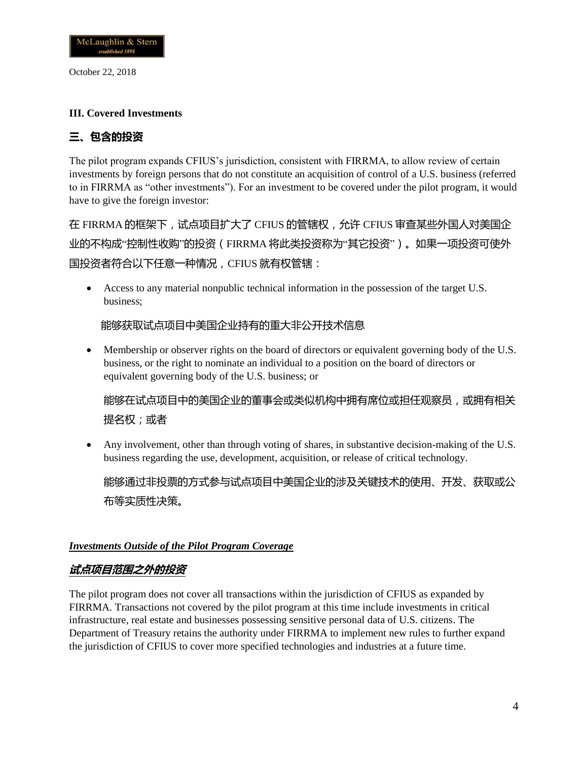### III. Covered Investments

### 三、包含的投资

The pilot program expands CFIUS's jurisdiction, consistent with FIRRMA, to allow review of certain investments by foreign persons that do not constitute an acquisition of control of a U.S. business (referred to in FIRRMA as "other investments"). For an investment to be covered under the pilot program, it would have to give the foreign investor:

在 FIRRMA 的框架下，试点项目扩大了 CFIUS 的管辖权，允许 CFIUS 审查某些外国人对美国企业的不构成"控制性收购"的投资（FIRRMA 将此类投资称为"其它投资"）。如果一项投资可使外国投资者符合以下任意一种情况，CFIUS 就有权管辖：

- Access to any material nonpublic technical information in the possession of the target U.S. business;

  能够获取试点项目中美国企业持有的重大非公开技术信息

- Membership or observer rights on the board of directors or equivalent governing body of the U.S. business, or the right to nominate an individual to a position on the board of directors or equivalent governing body of the U.S. business; or

  能够在试点项目中的美国企业的董事会或类似机构中拥有席位或担任观察员，或拥有相关提名权；或者

- Any involvement, other than through voting of shares, in substantive decision-making of the U.S. business regarding the use, development, acquisition, or release of critical technology.

  能够通过非投票的方式参与试点项目中美国企业的涉及关键技术的使用、开发、获取或公布等实质性决策。

***<u>Investments Outside of the Pilot Program Coverage</u>***

***<u>试点项目范围之外的投资</u>***

The pilot program does not cover all transactions within the jurisdiction of CFIUS as expanded by FIRRMA. Transactions not covered by the pilot program at this time include investments in critical infrastructure, real estate and businesses possessing sensitive personal data of U.S. citizens. The Department of Treasury retains the authority under FIRRMA to implement new rules to further expand the jurisdiction of CFIUS to cover more specified technologies and industries at a future time.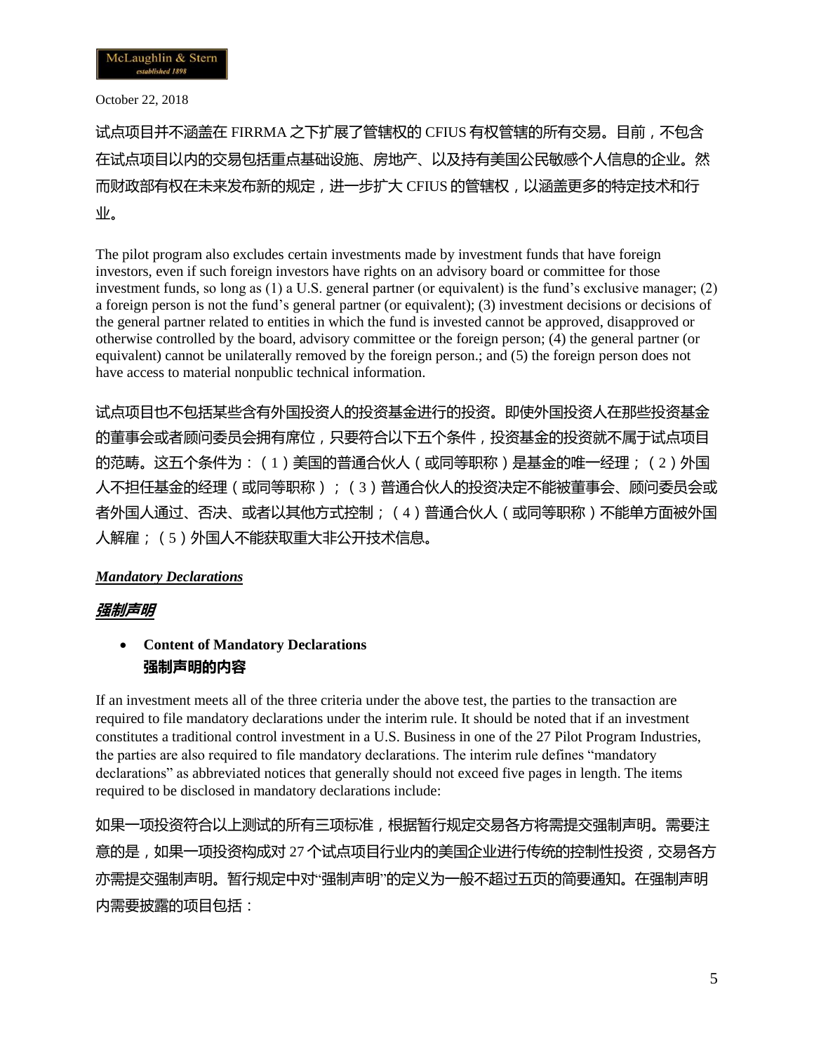试点项目并不涵盖在 FIRRMA 之下扩展了管辖权的 CFIUS 有权管辖的所有交易。目前，不包含在试点项目以内的交易包括重点基础设施、房地产、以及持有美国公民敏感个人信息的企业。然而财政部有权在未来发布新的规定，进一步扩大 CFIUS 的管辖权，以涵盖更多的特定技术和行业。

The pilot program also excludes certain investments made by investment funds that have foreign investors, even if such foreign investors have rights on an advisory board or committee for those investment funds, so long as (1) a U.S. general partner (or equivalent) is the fund's exclusive manager; (2) a foreign person is not the fund's general partner (or equivalent); (3) investment decisions or decisions of the general partner related to entities in which the fund is invested cannot be approved, disapproved or otherwise controlled by the board, advisory committee or the foreign person; (4) the general partner (or equivalent) cannot be unilaterally removed by the foreign person.; and (5) the foreign person does not have access to material nonpublic technical information.

试点项目也不包括某些含有外国投资人的投资基金进行的投资。即使外国投资人在那些投资基金的董事会或者顾问委员会拥有席位，只要符合以下五个条件，投资基金的投资就不属于试点项目的范畴。这五个条件为：（1）美国的普通合伙人（或同等职称）是基金的唯一经理；（2）外国人不担任基金的经理（或同等职称）；（3）普通合伙人的投资决定不能被董事会、顾问委员会或者外国人通过、否决、或者以其他方式控制；（4）普通合伙人（或同等职称）不能单方面被外国人解雇；（5）外国人不能获取重大非公开技术信息。

***<u>Mandatory Declarations</u>***

***<u>强制声明</u>***

- **Content of Mandatory Declarations**
  **强制声明的内容**

If an investment meets all of the three criteria under the above test, the parties to the transaction are required to file mandatory declarations under the interim rule. It should be noted that if an investment constitutes a traditional control investment in a U.S. Business in one of the 27 Pilot Program Industries, the parties are also required to file mandatory declarations. The interim rule defines "mandatory declarations" as abbreviated notices that generally should not exceed five pages in length. The items required to be disclosed in mandatory declarations include:

如果一项投资符合以上测试的所有三项标准，根据暂行规定交易各方将需提交强制声明。需要注意的是，如果一项投资构成对 27 个试点项目行业内的美国企业进行传统的控制性投资，交易各方亦需提交强制声明。暂行规定中对"强制声明"的定义为一般不超过五页的简要通知。在强制声明内需要披露的项目包括：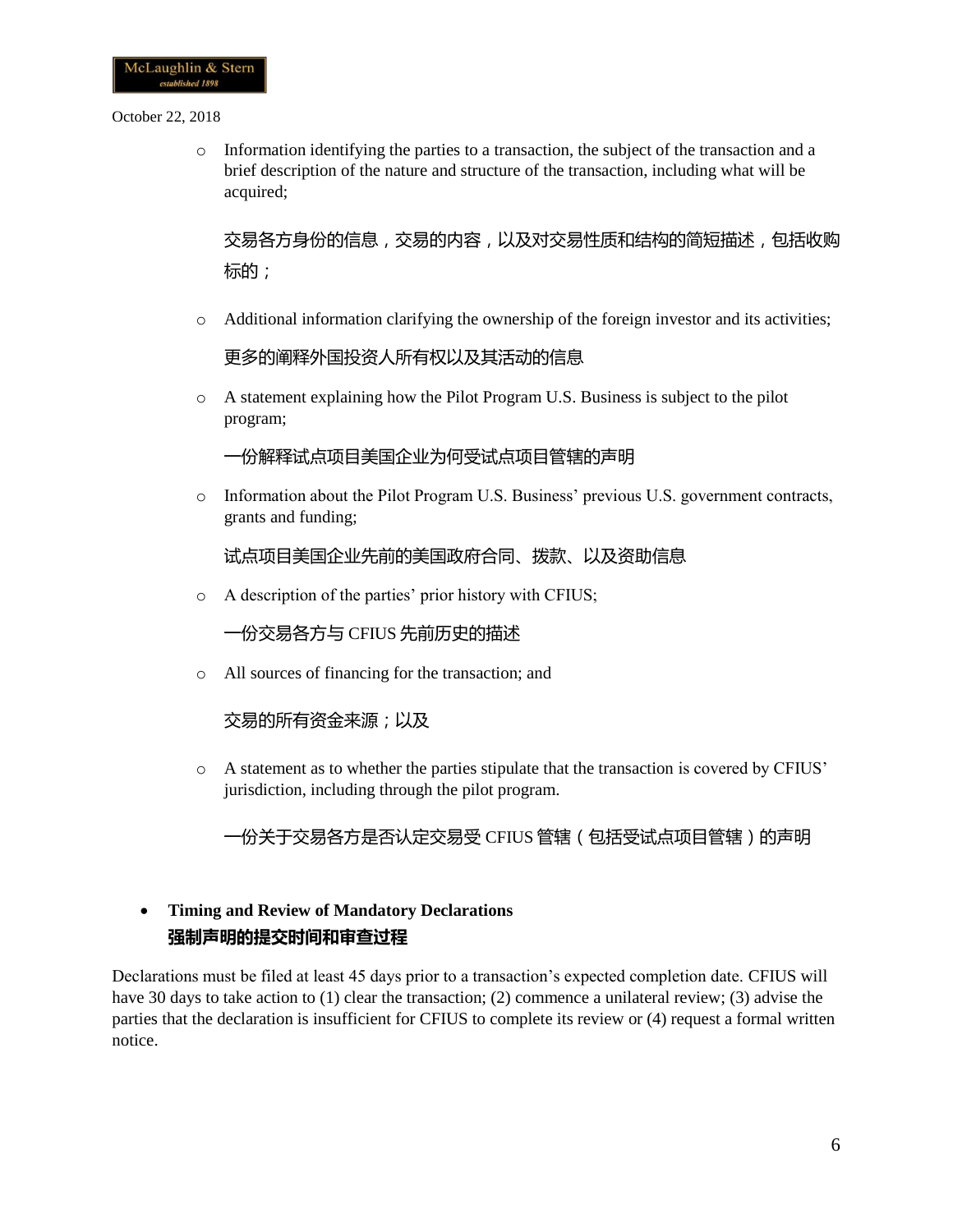- Information identifying the parties to a transaction, the subject of the transaction and a brief description of the nature and structure of the transaction, including what will be acquired;

  交易各方身份的信息，交易的内容，以及对交易性质和结构的简短描述，包括收购标的；

- Additional information clarifying the ownership of the foreign investor and its activities;

  更多的阐释外国投资人所有权以及其活动的信息

- A statement explaining how the Pilot Program U.S. Business is subject to the pilot program;

  一份解释试点项目美国企业为何受试点项目管辖的声明

- Information about the Pilot Program U.S. Business' previous U.S. government contracts, grants and funding;

  试点项目美国企业先前的美国政府合同、拨款、以及资助信息

- A description of the parties' prior history with CFIUS;

  一份交易各方与 CFIUS 先前历史的描述

- All sources of financing for the transaction; and

  交易的所有资金来源；以及

- A statement as to whether the parties stipulate that the transaction is covered by CFIUS' jurisdiction, including through the pilot program.

  一份关于交易各方是否认定交易受 CFIUS 管辖（包括受试点项目管辖）的声明

- **Timing and Review of Mandatory Declarations**
  **强制声明的提交时间和审查过程**

Declarations must be filed at least 45 days prior to a transaction's expected completion date. CFIUS will have 30 days to take action to (1) clear the transaction; (2) commence a unilateral review; (3) advise the parties that the declaration is insufficient for CFIUS to complete its review or (4) request a formal written notice.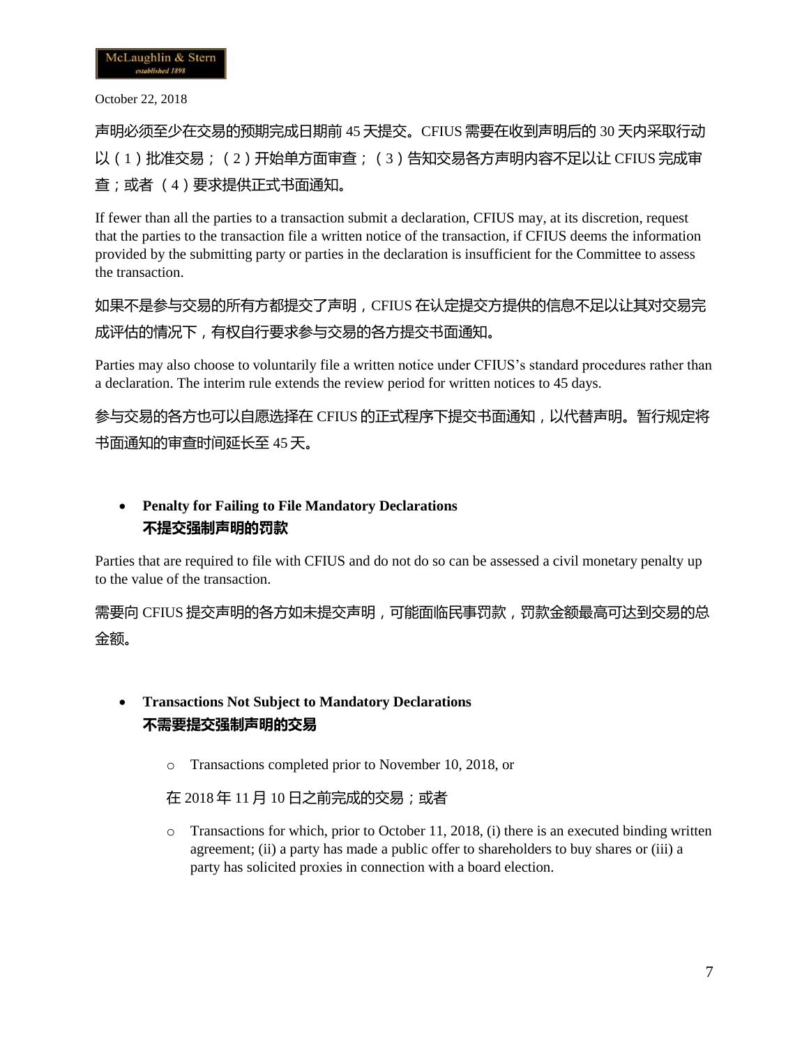声明必须至少在交易的预期完成日期前 45 天提交。CFIUS 需要在收到声明后的 30 天内采取行动以（1）批准交易；（2）开始单方面审查；（3）告知交易各方声明内容不足以让 CFIUS 完成审查；或者 （4）要求提供正式书面通知。

If fewer than all the parties to a transaction submit a declaration, CFIUS may, at its discretion, request that the parties to the transaction file a written notice of the transaction, if CFIUS deems the information provided by the submitting party or parties in the declaration is insufficient for the Committee to assess the transaction.

如果不是参与交易的所有方都提交了声明，CFIUS 在认定提交方提供的信息不足以让其对交易完成评估的情况下，有权自行要求参与交易的各方提交书面通知。

Parties may also choose to voluntarily file a written notice under CFIUS's standard procedures rather than a declaration. The interim rule extends the review period for written notices to 45 days.

参与交易的各方也可以自愿选择在 CFIUS 的正式程序下提交书面通知，以代替声明。暂行规定将书面通知的审查时间延长至 45 天。

- **Penalty for Failing to File Mandatory Declarations**
  **不提交强制声明的罚款**

Parties that are required to file with CFIUS and do not do so can be assessed a civil monetary penalty up to the value of the transaction.

需要向 CFIUS 提交声明的各方如未提交声明，可能面临民事罚款，罚款金额最高可达到交易的总金额。

- **Transactions Not Subject to Mandatory Declarations**
  **不需要提交强制声明的交易**

  - Transactions completed prior to November 10, 2018, or

    在 2018 年 11 月 10 日之前完成的交易；或者

  - Transactions for which, prior to October 11, 2018, (i) there is an executed binding written agreement; (ii) a party has made a public offer to shareholders to buy shares or (iii) a party has solicited proxies in connection with a board election.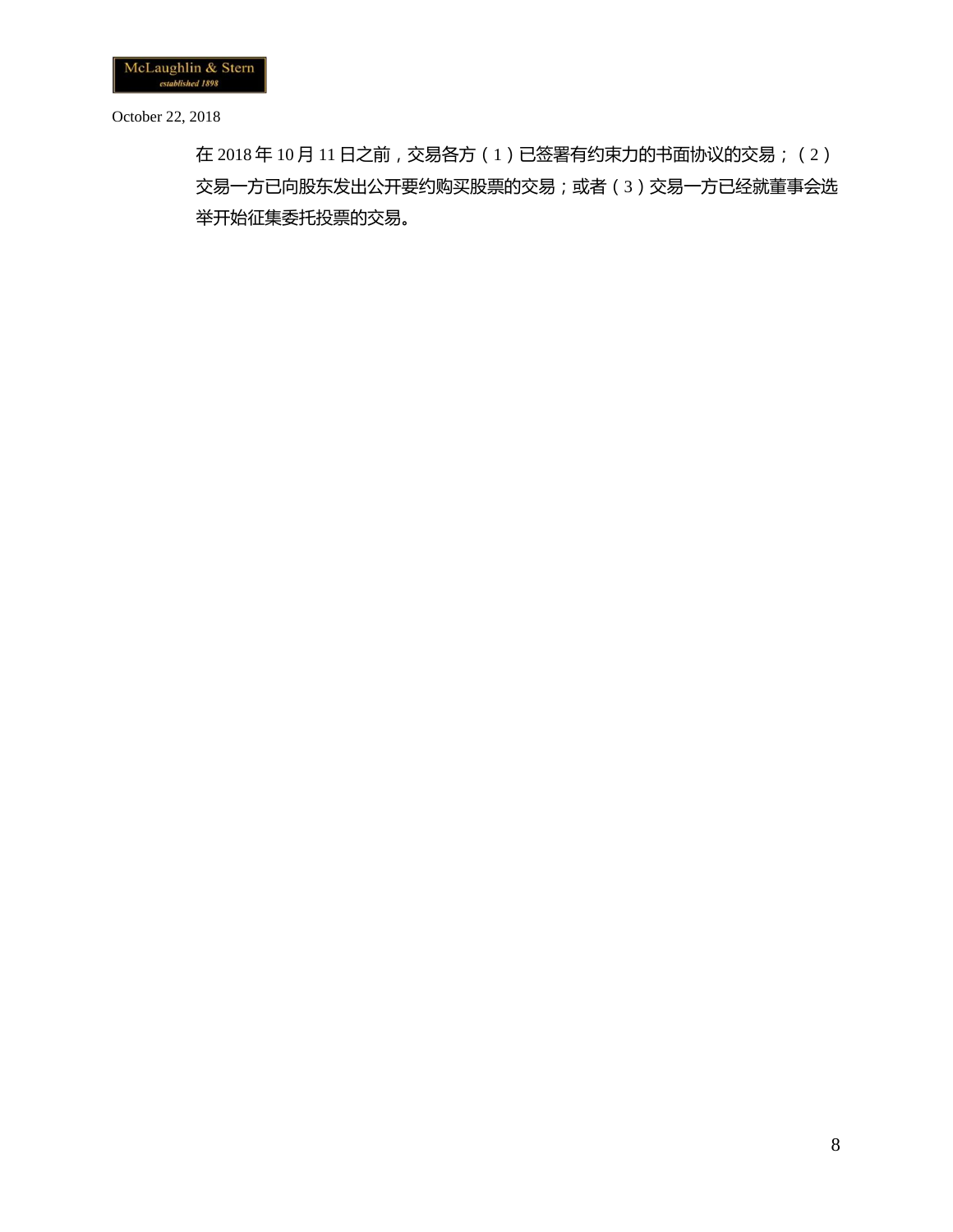在 2018 年 10 月 11 日之前，交易各方（1）已签署有约束力的书面协议的交易；（2）交易一方已向股东发出公开要约购买股票的交易；或者（3）交易一方已经就董事会选举开始征集委托投票的交易。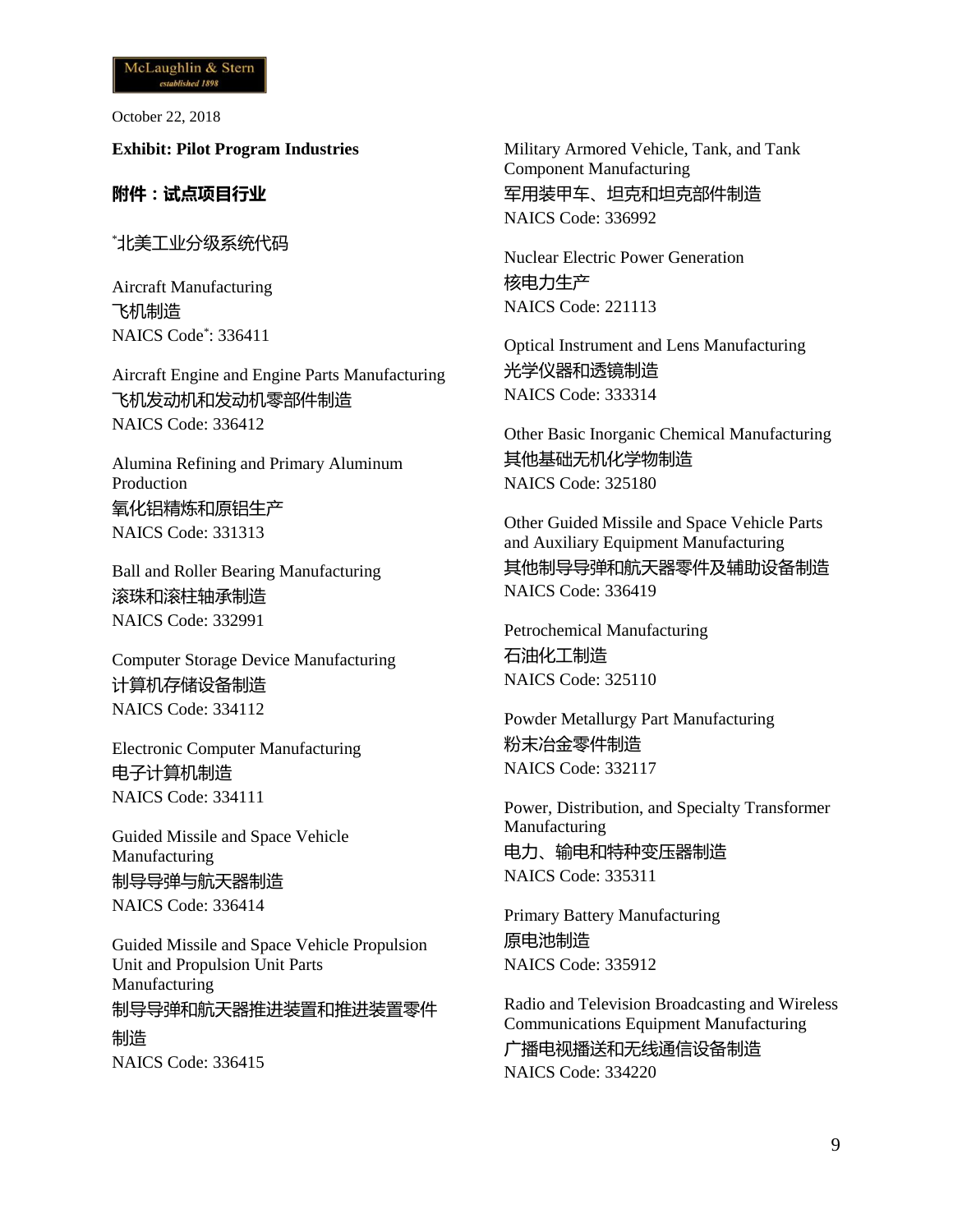October 22, 2018

**Exhibit: Pilot Program Industries**

**附件：试点项目行业**

*北美工业分级系统代码

Aircraft Manufacturing
飞机制造
NAICS Code*: 336411

Aircraft Engine and Engine Parts Manufacturing
飞机发动机和发动机零部件制造
NAICS Code: 336412

Alumina Refining and Primary Aluminum Production
氧化铝精炼和原铝生产
NAICS Code: 331313

Ball and Roller Bearing Manufacturing
滚珠和滚柱轴承制造
NAICS Code: 332991

Computer Storage Device Manufacturing
计算机存储设备制造
NAICS Code: 334112

Electronic Computer Manufacturing
电子计算机制造
NAICS Code: 334111

Guided Missile and Space Vehicle Manufacturing
制导导弹与航天器制造
NAICS Code: 336414

Guided Missile and Space Vehicle Propulsion Unit and Propulsion Unit Parts Manufacturing
制导导弹和航天器推进装置和推进装置零件制造
NAICS Code: 336415

Military Armored Vehicle, Tank, and Tank Component Manufacturing
军用装甲车、坦克和坦克部件制造
NAICS Code: 336992

Nuclear Electric Power Generation
核电力生产
NAICS Code: 221113

Optical Instrument and Lens Manufacturing
光学仪器和透镜制造
NAICS Code: 333314

Other Basic Inorganic Chemical Manufacturing
其他基础无机化学物制造
NAICS Code: 325180

Other Guided Missile and Space Vehicle Parts and Auxiliary Equipment Manufacturing
其他制导导弹和航天器零件及辅助设备制造
NAICS Code: 336419

Petrochemical Manufacturing
石油化工制造
NAICS Code: 325110

Powder Metallurgy Part Manufacturing
粉末冶金零件制造
NAICS Code: 332117

Power, Distribution, and Specialty Transformer Manufacturing
电力、输电和特种变压器制造
NAICS Code: 335311

Primary Battery Manufacturing
原电池制造
NAICS Code: 335912

Radio and Television Broadcasting and Wireless Communications Equipment Manufacturing
广播电视播送和无线通信设备制造
NAICS Code: 334220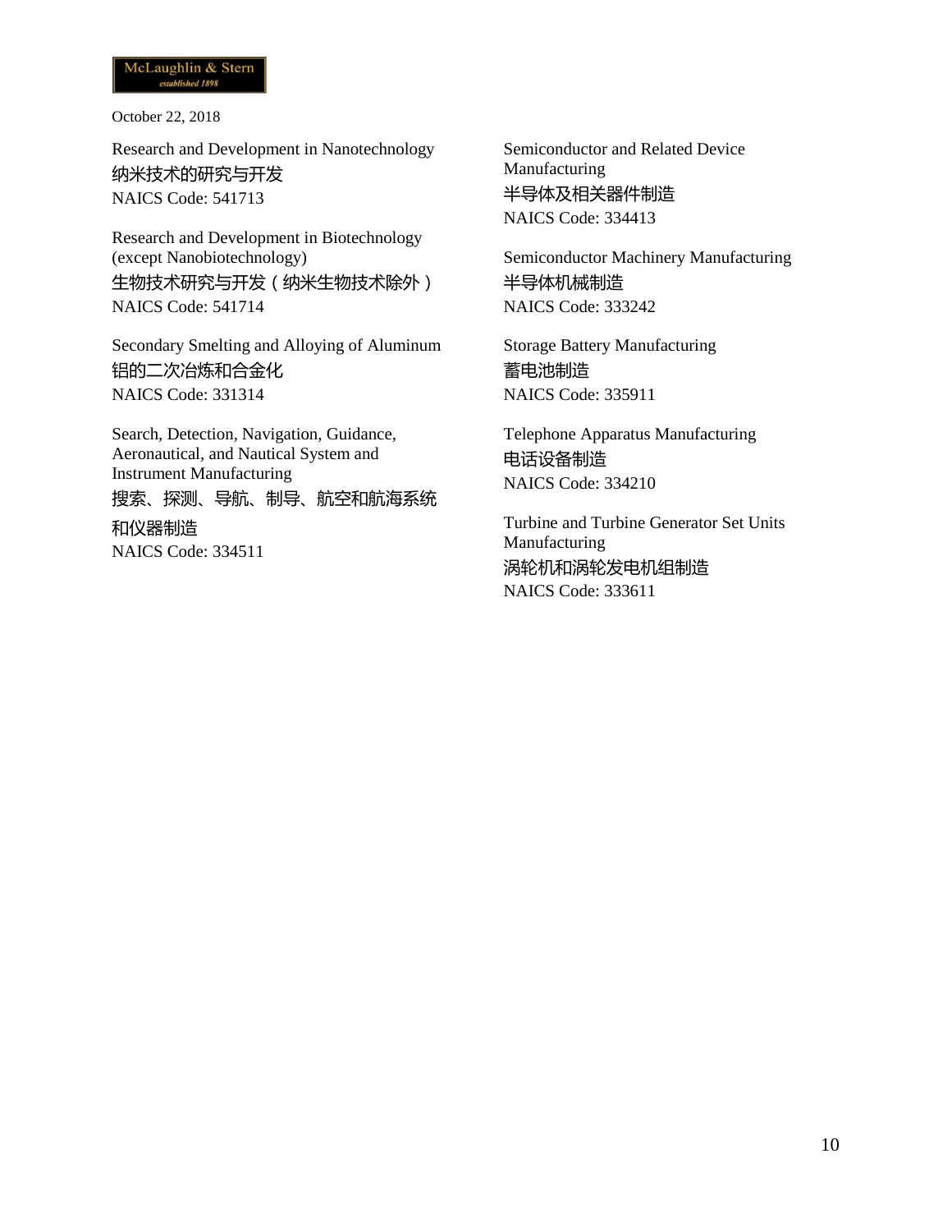October 22, 2018

Research and Development in Nanotechnology
纳米技术的研究与开发
NAICS Code: 541713

Research and Development in Biotechnology (except Nanobiotechnology)
生物技术研究与开发（纳米生物技术除外）
NAICS Code: 541714

Secondary Smelting and Alloying of Aluminum
铝的二次冶炼和合金化
NAICS Code: 331314

Search, Detection, Navigation, Guidance, Aeronautical, and Nautical System and Instrument Manufacturing
搜索、探测、导航、制导、航空和航海系统和仪器制造
NAICS Code: 334511

Semiconductor and Related Device Manufacturing
半导体及相关器件制造
NAICS Code: 334413

Semiconductor Machinery Manufacturing
半导体机械制造
NAICS Code: 333242

Storage Battery Manufacturing
蓄电池制造
NAICS Code: 335911

Telephone Apparatus Manufacturing
电话设备制造
NAICS Code: 334210

Turbine and Turbine Generator Set Units Manufacturing
涡轮机和涡轮发电机组制造
NAICS Code: 333611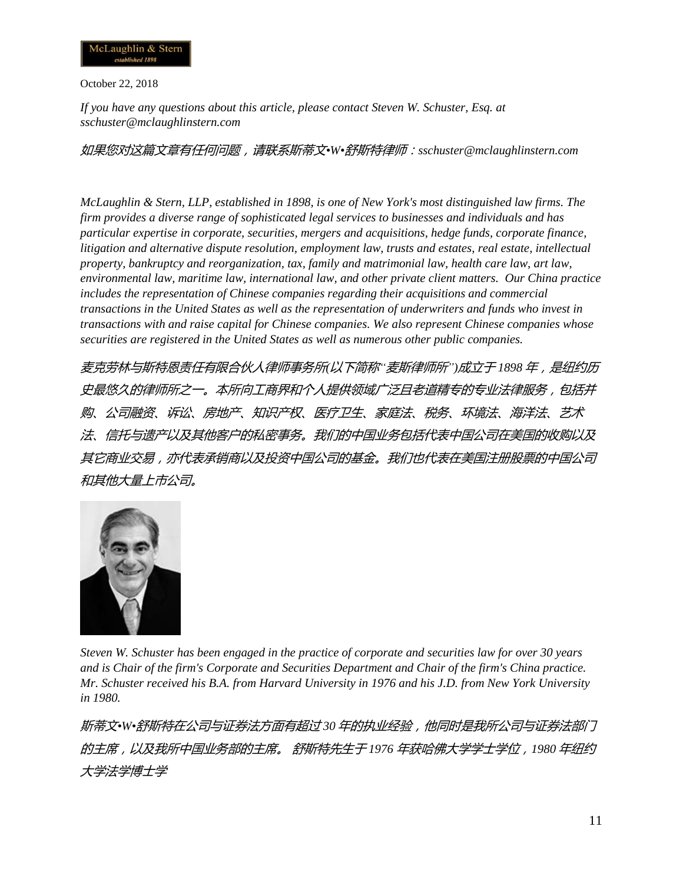McLaughlin & Stern
*established 1898*

October 22, 2018

*If you have any questions about this article, please contact Steven W. Schuster, Esq. at sschuster@mclaughlinstern.com*

*如果您对这篇文章有任何问题，请联系斯蒂文•W•舒斯特律师：sschuster@mclaughlinstern.com*

*McLaughlin & Stern, LLP, established in 1898, is one of New York's most distinguished law firms. The firm provides a diverse range of sophisticated legal services to businesses and individuals and has particular expertise in corporate, securities, mergers and acquisitions, hedge funds, corporate finance, litigation and alternative dispute resolution, employment law, trusts and estates, real estate, intellectual property, bankruptcy and reorganization, tax, family and matrimonial law, health care law, art law, environmental law, maritime law, international law, and other private client matters. Our China practice includes the representation of Chinese companies regarding their acquisitions and commercial transactions in the United States as well as the representation of underwriters and funds who invest in transactions with and raise capital for Chinese companies. We also represent Chinese companies whose securities are registered in the United States as well as numerous other public companies.*

*麦克劳林与斯特恩责任有限合伙人律师事务所(以下简称"麦斯律师所")成立于1898年，是纽约历史最悠久的律师所之一。本所向工商界和个人提供领域广泛且老道精专的专业法律服务，包括并购、公司融资、诉讼、房地产、知识产权、医疗卫生、家庭法、税务、环境法、海洋法、艺术法、信托与遗产以及其他客户的私密事务。我们的中国业务包括代表中国公司在美国的收购以及其它商业交易，亦代表承销商以及投资中国公司的基金。我们也代表在美国注册股票的中国公司和其他大量上市公司。*

*Steven W. Schuster has been engaged in the practice of corporate and securities law for over 30 years and is Chair of the firm's Corporate and Securities Department and Chair of the firm's China practice. Mr. Schuster received his B.A. from Harvard University in 1976 and his J.D. from New York University in 1980.*

*斯蒂文•W•舒斯特在公司与证券法方面有超过30年的执业经验，他同时是我所公司与证券法部门的主席，以及我所中国业务部的主席。 舒斯特先生于1976年获哈佛大学学士学位，1980年纽约大学法学博士学*